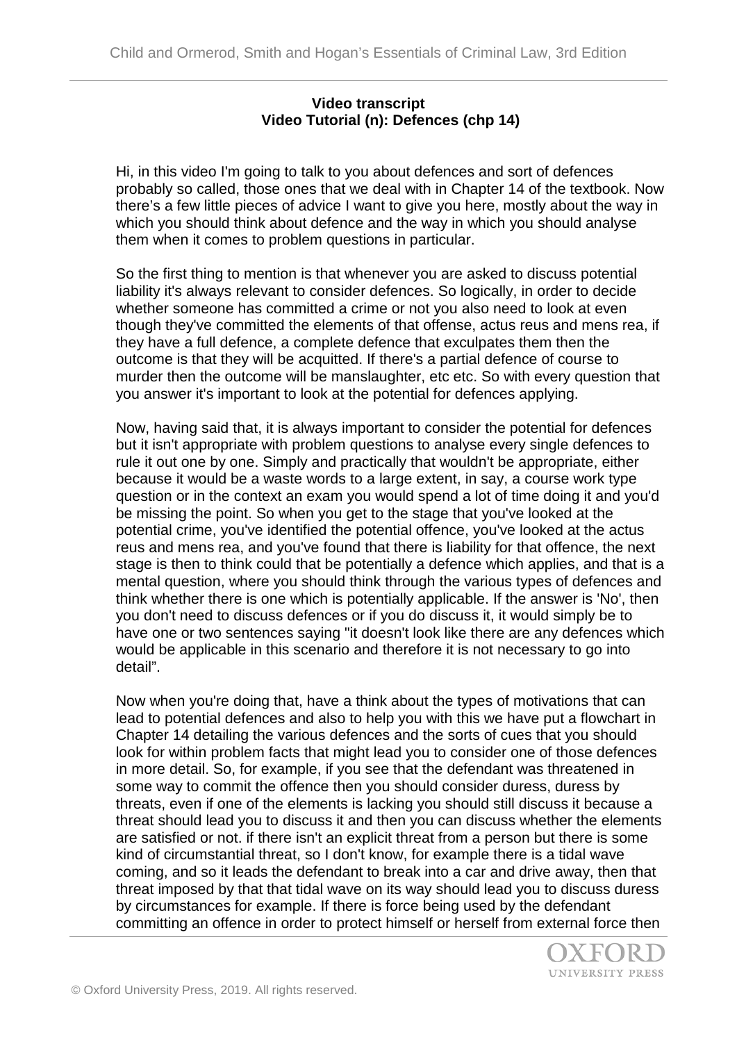**Video transcript**
**Video Tutorial (n): Defences (chp 14)**

Hi, in this video I'm going to talk to you about defences and sort of defences probably so called, those ones that we deal with in Chapter 14 of the textbook. Now there's a few little pieces of advice I want to give you here, mostly about the way in which you should think about defence and the way in which you should analyse them when it comes to problem questions in particular.

So the first thing to mention is that whenever you are asked to discuss potential liability it's always relevant to consider defences. So logically, in order to decide whether someone has committed a crime or not you also need to look at even though they've committed the elements of that offense, actus reus and mens rea, if they have a full defence, a complete defence that exculpates them then the outcome is that they will be acquitted. If there's a partial defence of course to murder then the outcome will be manslaughter, etc etc. So with every question that you answer it's important to look at the potential for defences applying.

Now, having said that, it is always important to consider the potential for defences but it isn't appropriate with problem questions to analyse every single defences to rule it out one by one. Simply and practically that wouldn't be appropriate, either because it would be a waste words to a large extent, in say, a course work type question or in the context an exam you would spend a lot of time doing it and you'd be missing the point. So when you get to the stage that you've looked at the potential crime, you've identified the potential offence, you've looked at the actus reus and mens rea, and you've found that there is liability for that offence, the next stage is then to think could that be potentially a defence which applies, and that is a mental question, where you should think through the various types of defences and think whether there is one which is potentially applicable. If the answer is 'No', then you don't need to discuss defences or if you do discuss it, it would simply be to have one or two sentences saying "it doesn't look like there are any defences which would be applicable in this scenario and therefore it is not necessary to go into detail".

Now when you're doing that, have a think about the types of motivations that can lead to potential defences and also to help you with this we have put a flowchart in Chapter 14 detailing the various defences and the sorts of cues that you should look for within problem facts that might lead you to consider one of those defences in more detail. So, for example, if you see that the defendant was threatened in some way to commit the offence then you should consider duress, duress by threats, even if one of the elements is lacking you should still discuss it because a threat should lead you to discuss it and then you can discuss whether the elements are satisfied or not. if there isn't an explicit threat from a person but there is some kind of circumstantial threat, so I don't know, for example there is a tidal wave coming, and so it leads the defendant to break into a car and drive away, then that threat imposed by that that tidal wave on its way should lead you to discuss duress by circumstances for example. If there is force being used by the defendant committing an offence in order to protect himself or herself from external force then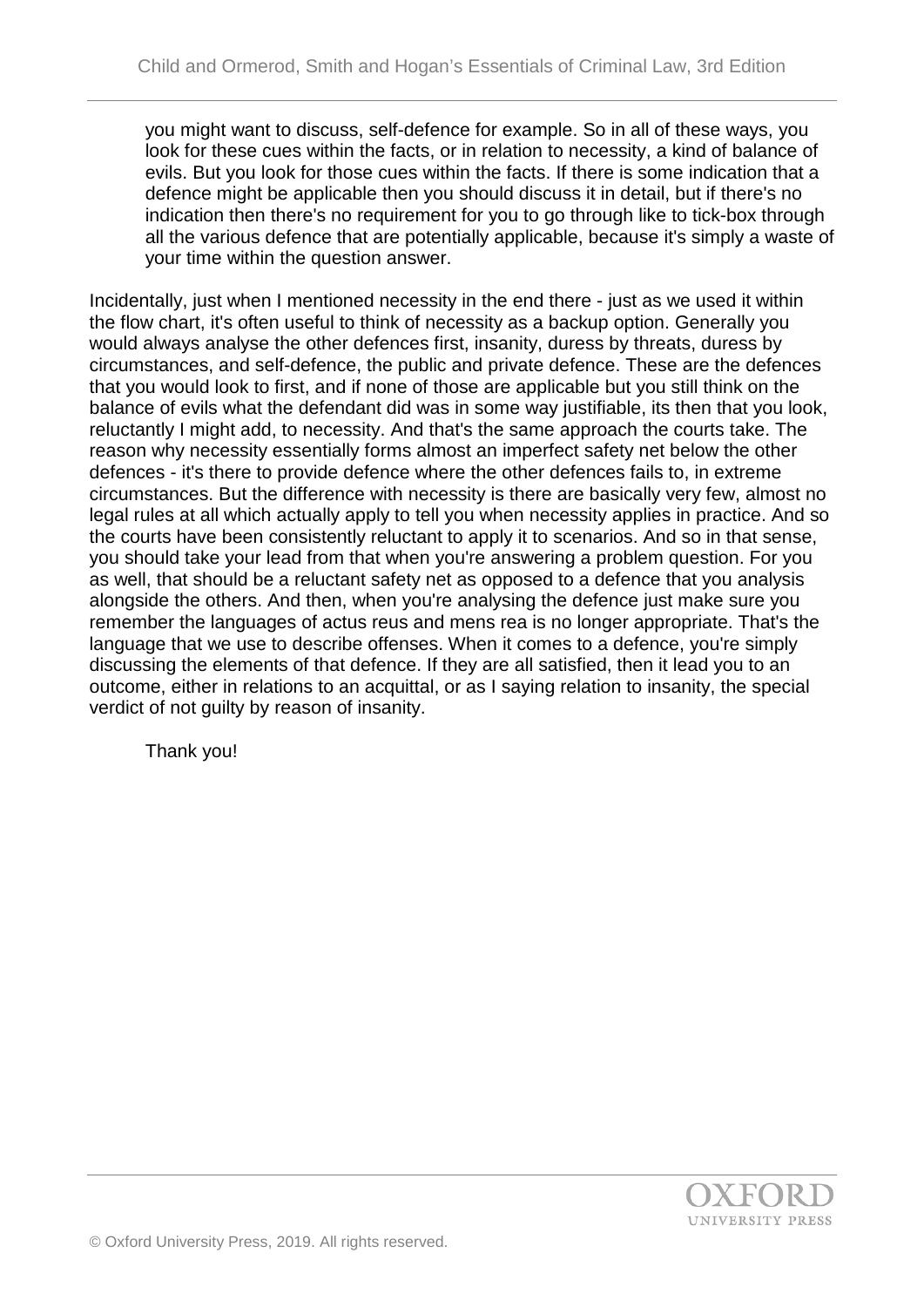you might want to discuss, self-defence for example. So in all of these ways, you look for these cues within the facts, or in relation to necessity, a kind of balance of evils. But you look for those cues within the facts. If there is some indication that a defence might be applicable then you should discuss it in detail, but if there's no indication then there's no requirement for you to go through like to tick-box through all the various defence that are potentially applicable, because it's simply a waste of your time within the question answer.

Incidentally, just when I mentioned necessity in the end there - just as we used it within the flow chart, it's often useful to think of necessity as a backup option. Generally you would always analyse the other defences first, insanity, duress by threats, duress by circumstances, and self-defence, the public and private defence. These are the defences that you would look to first, and if none of those are applicable but you still think on the balance of evils what the defendant did was in some way justifiable, its then that you look, reluctantly I might add, to necessity. And that's the same approach the courts take. The reason why necessity essentially forms almost an imperfect safety net below the other defences - it's there to provide defence where the other defences fails to, in extreme circumstances. But the difference with necessity is there are basically very few, almost no legal rules at all which actually apply to tell you when necessity applies in practice. And so the courts have been consistently reluctant to apply it to scenarios. And so in that sense, you should take your lead from that when you're answering a problem question. For you as well, that should be a reluctant safety net as opposed to a defence that you analysis alongside the others. And then, when you're analysing the defence just make sure you remember the languages of actus reus and mens rea is no longer appropriate. That's the language that we use to describe offenses. When it comes to a defence, you're simply discussing the elements of that defence. If they are all satisfied, then it lead you to an outcome, either in relations to an acquittal, or as I saying relation to insanity, the special verdict of not guilty by reason of insanity.

Thank you!